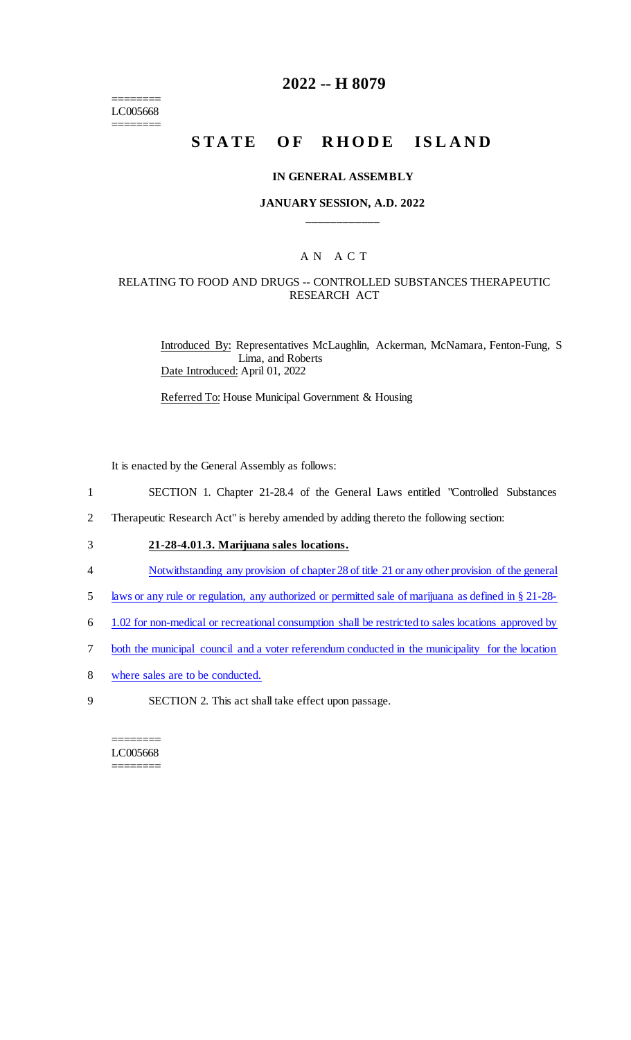========
LC005668
========

# 2022 -- H 8079

# STATE OF RHODE ISLAND

### IN GENERAL ASSEMBLY

### JANUARY SESSION, A.D. 2022

\_\_\_\_\_\_\_\_\_\_\_\_

## A N A C T

### RELATING TO FOOD AND DRUGS -- CONTROLLED SUBSTANCES THERAPEUTIC RESEARCH ACT

Introduced By: Representatives McLaughlin, Ackerman, McNamara, Fenton-Fung, S Lima, and Roberts

Date Introduced: April 01, 2022

Referred To: House Municipal Government & Housing

It is enacted by the General Assembly as follows:

1 SECTION 1. Chapter 21-28.4 of the General Laws entitled "Controlled Substances
2 Therapeutic Research Act" is hereby amended by adding thereto the following section:

3 **21-28-4.01.3. Marijuana sales locations.**

4 Notwithstanding any provision of chapter 28 of title 21 or any other provision of the general
5 laws or any rule or regulation, any authorized or permitted sale of marijuana as defined in § 21-28-
6 1.02 for non-medical or recreational consumption shall be restricted to sales locations approved by
7 both the municipal council and a voter referendum conducted in the municipality for the location
8 where sales are to be conducted.

9 SECTION 2. This act shall take effect upon passage.

========
LC005668
========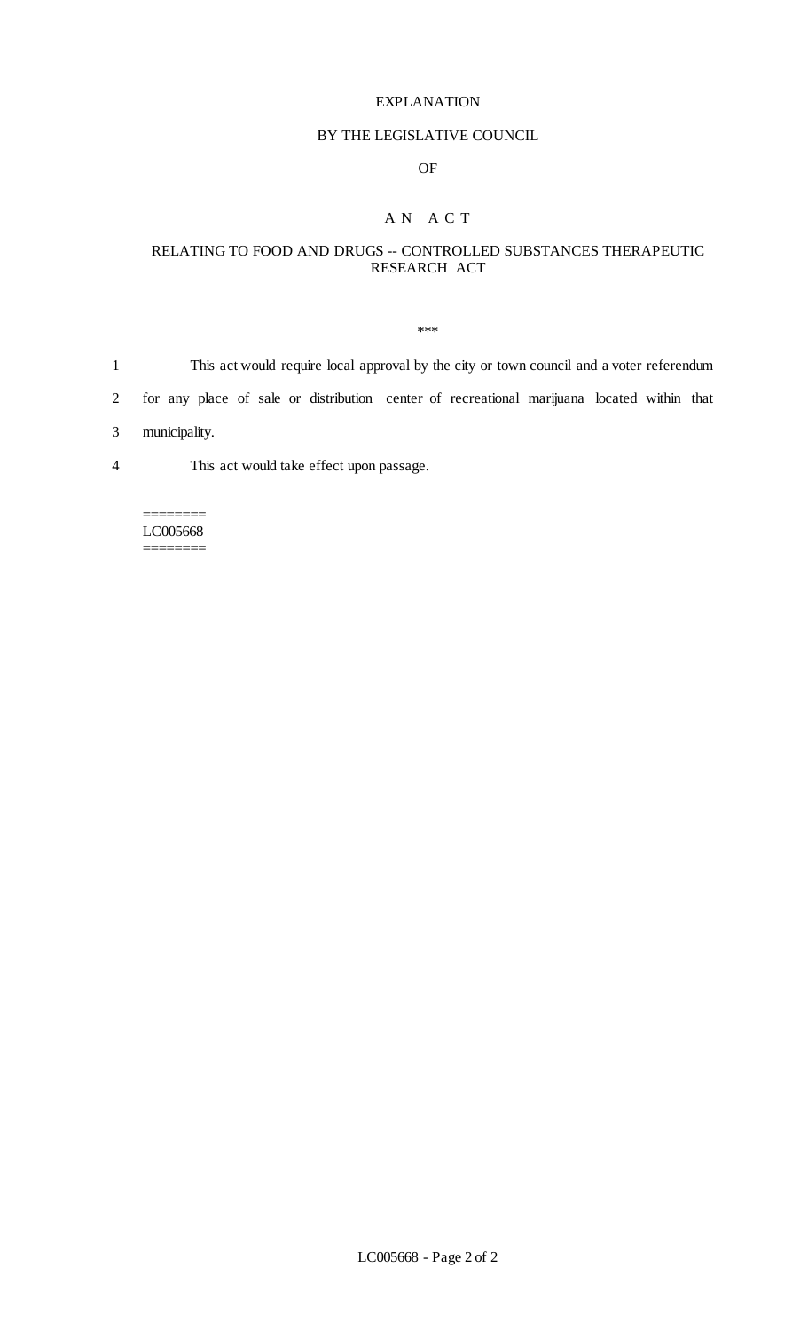EXPLANATION

BY THE LEGISLATIVE COUNCIL

OF

# A N A C T

RELATING TO FOOD AND DRUGS -- CONTROLLED SUBSTANCES THERAPEUTIC RESEARCH ACT

\*\*\*

1 This act would require local approval by the city or town council and a voter referendum
2 for any place of sale or distribution center of recreational marijuana located within that
3 municipality.
4 This act would take effect upon passage.

========
LC005668
========